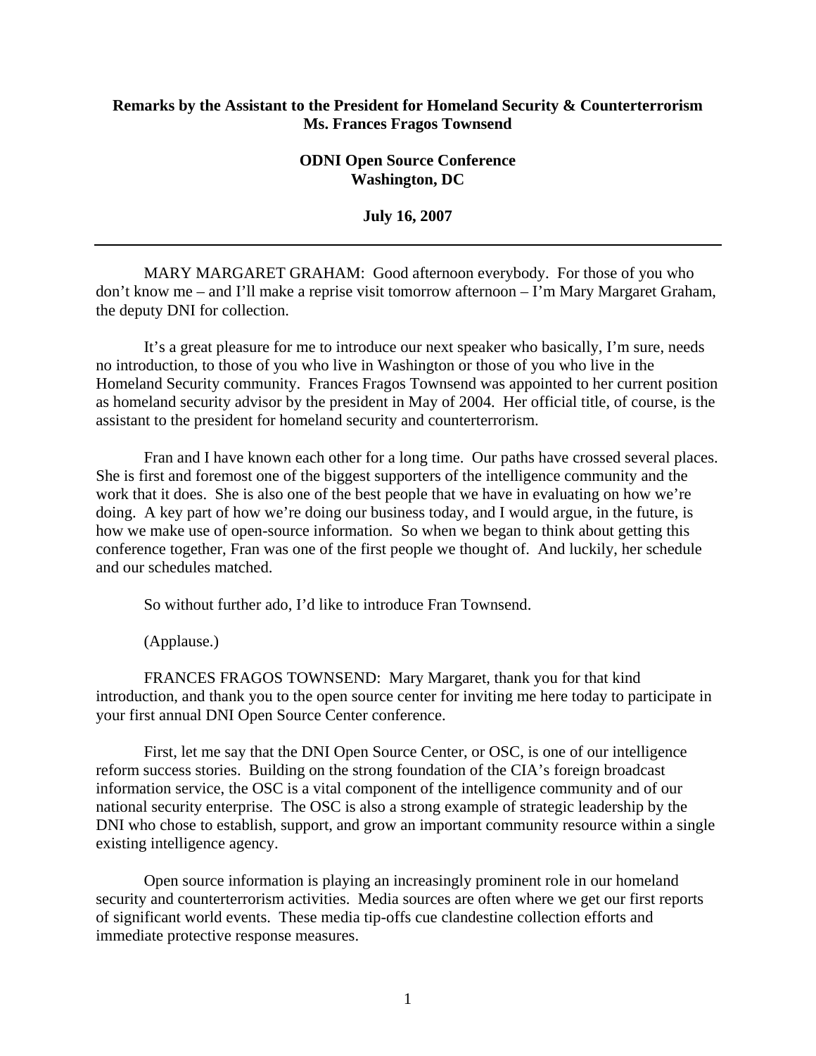**Remarks by the Assistant to the President for Homeland Security & Counterterrorism Ms. Frances Fragos Townsend**

**ODNI Open Source Conference**
**Washington, DC**

**July 16, 2007**

---

MARY MARGARET GRAHAM: Good afternoon everybody. For those of you who don't know me – and I'll make a reprise visit tomorrow afternoon – I'm Mary Margaret Graham, the deputy DNI for collection.

It's a great pleasure for me to introduce our next speaker who basically, I'm sure, needs no introduction, to those of you who live in Washington or those of you who live in the Homeland Security community. Frances Fragos Townsend was appointed to her current position as homeland security advisor by the president in May of 2004. Her official title, of course, is the assistant to the president for homeland security and counterterrorism.

Fran and I have known each other for a long time. Our paths have crossed several places. She is first and foremost one of the biggest supporters of the intelligence community and the work that it does. She is also one of the best people that we have in evaluating on how we're doing. A key part of how we're doing our business today, and I would argue, in the future, is how we make use of open-source information. So when we began to think about getting this conference together, Fran was one of the first people we thought of. And luckily, her schedule and our schedules matched.

So without further ado, I'd like to introduce Fran Townsend.

(Applause.)

FRANCES FRAGOS TOWNSEND: Mary Margaret, thank you for that kind introduction, and thank you to the open source center for inviting me here today to participate in your first annual DNI Open Source Center conference.

First, let me say that the DNI Open Source Center, or OSC, is one of our intelligence reform success stories. Building on the strong foundation of the CIA's foreign broadcast information service, the OSC is a vital component of the intelligence community and of our national security enterprise. The OSC is also a strong example of strategic leadership by the DNI who chose to establish, support, and grow an important community resource within a single existing intelligence agency.

Open source information is playing an increasingly prominent role in our homeland security and counterterrorism activities. Media sources are often where we get our first reports of significant world events. These media tip-offs cue clandestine collection efforts and immediate protective response measures.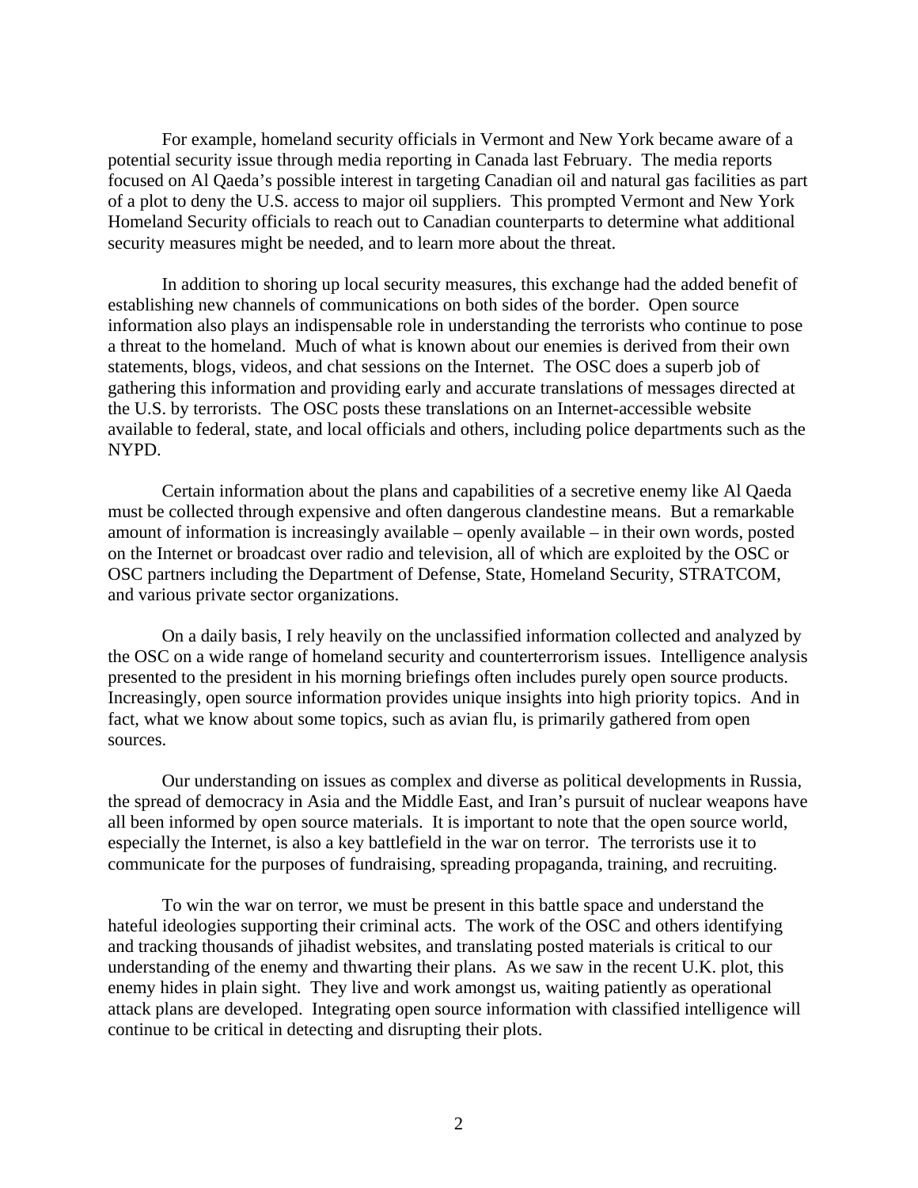For example, homeland security officials in Vermont and New York became aware of a potential security issue through media reporting in Canada last February. The media reports focused on Al Qaeda's possible interest in targeting Canadian oil and natural gas facilities as part of a plot to deny the U.S. access to major oil suppliers. This prompted Vermont and New York Homeland Security officials to reach out to Canadian counterparts to determine what additional security measures might be needed, and to learn more about the threat.

In addition to shoring up local security measures, this exchange had the added benefit of establishing new channels of communications on both sides of the border. Open source information also plays an indispensable role in understanding the terrorists who continue to pose a threat to the homeland. Much of what is known about our enemies is derived from their own statements, blogs, videos, and chat sessions on the Internet. The OSC does a superb job of gathering this information and providing early and accurate translations of messages directed at the U.S. by terrorists. The OSC posts these translations on an Internet-accessible website available to federal, state, and local officials and others, including police departments such as the NYPD.

Certain information about the plans and capabilities of a secretive enemy like Al Qaeda must be collected through expensive and often dangerous clandestine means. But a remarkable amount of information is increasingly available – openly available – in their own words, posted on the Internet or broadcast over radio and television, all of which are exploited by the OSC or OSC partners including the Department of Defense, State, Homeland Security, STRATCOM, and various private sector organizations.

On a daily basis, I rely heavily on the unclassified information collected and analyzed by the OSC on a wide range of homeland security and counterterrorism issues. Intelligence analysis presented to the president in his morning briefings often includes purely open source products. Increasingly, open source information provides unique insights into high priority topics. And in fact, what we know about some topics, such as avian flu, is primarily gathered from open sources.

Our understanding on issues as complex and diverse as political developments in Russia, the spread of democracy in Asia and the Middle East, and Iran's pursuit of nuclear weapons have all been informed by open source materials. It is important to note that the open source world, especially the Internet, is also a key battlefield in the war on terror. The terrorists use it to communicate for the purposes of fundraising, spreading propaganda, training, and recruiting.

To win the war on terror, we must be present in this battle space and understand the hateful ideologies supporting their criminal acts. The work of the OSC and others identifying and tracking thousands of jihadist websites, and translating posted materials is critical to our understanding of the enemy and thwarting their plans. As we saw in the recent U.K. plot, this enemy hides in plain sight. They live and work amongst us, waiting patiently as operational attack plans are developed. Integrating open source information with classified intelligence will continue to be critical in detecting and disrupting their plots.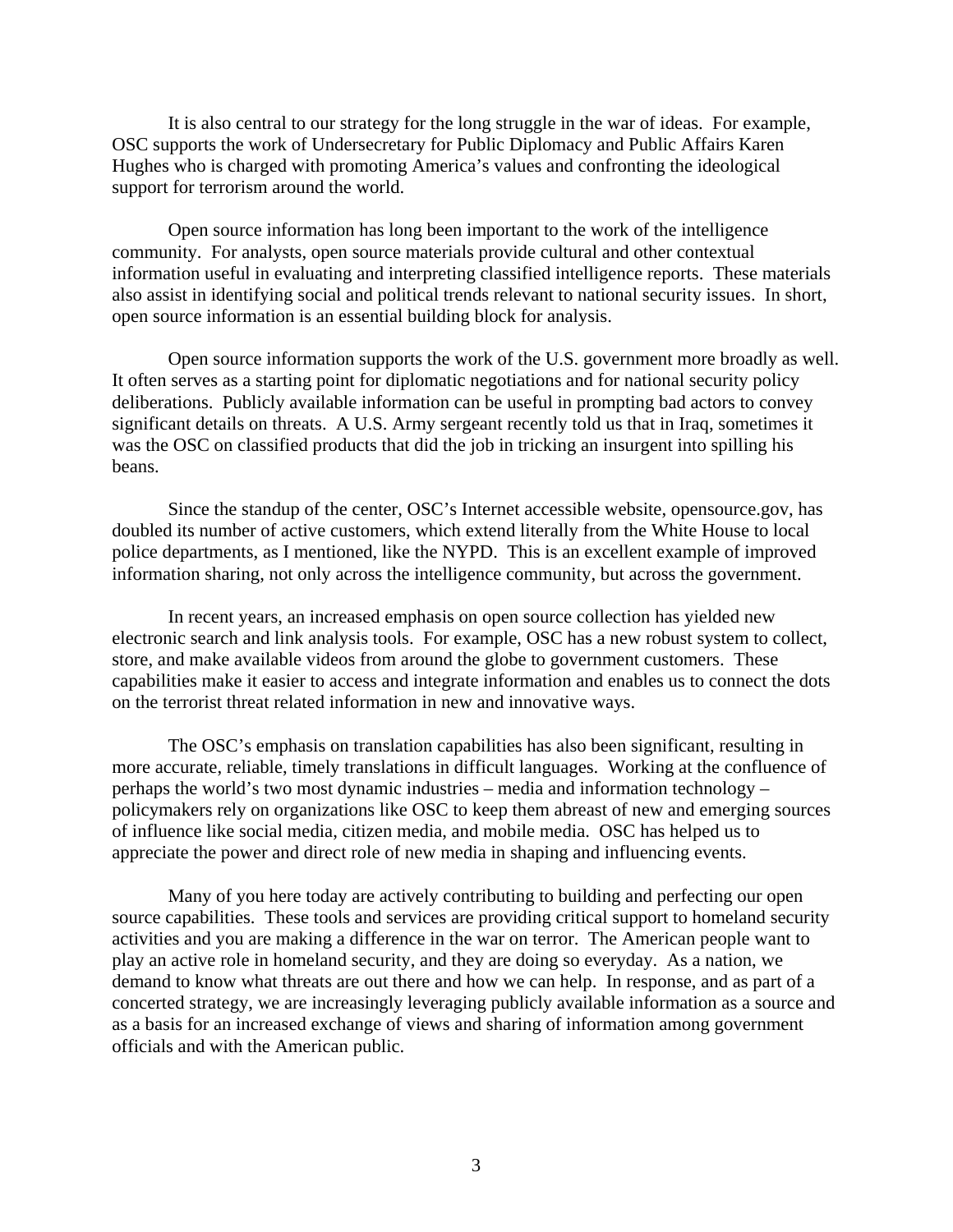It is also central to our strategy for the long struggle in the war of ideas. For example, OSC supports the work of Undersecretary for Public Diplomacy and Public Affairs Karen Hughes who is charged with promoting America's values and confronting the ideological support for terrorism around the world.

Open source information has long been important to the work of the intelligence community. For analysts, open source materials provide cultural and other contextual information useful in evaluating and interpreting classified intelligence reports. These materials also assist in identifying social and political trends relevant to national security issues. In short, open source information is an essential building block for analysis.

Open source information supports the work of the U.S. government more broadly as well. It often serves as a starting point for diplomatic negotiations and for national security policy deliberations. Publicly available information can be useful in prompting bad actors to convey significant details on threats. A U.S. Army sergeant recently told us that in Iraq, sometimes it was the OSC on classified products that did the job in tricking an insurgent into spilling his beans.

Since the standup of the center, OSC's Internet accessible website, opensource.gov, has doubled its number of active customers, which extend literally from the White House to local police departments, as I mentioned, like the NYPD. This is an excellent example of improved information sharing, not only across the intelligence community, but across the government.

In recent years, an increased emphasis on open source collection has yielded new electronic search and link analysis tools. For example, OSC has a new robust system to collect, store, and make available videos from around the globe to government customers. These capabilities make it easier to access and integrate information and enables us to connect the dots on the terrorist threat related information in new and innovative ways.

The OSC's emphasis on translation capabilities has also been significant, resulting in more accurate, reliable, timely translations in difficult languages. Working at the confluence of perhaps the world's two most dynamic industries – media and information technology – policymakers rely on organizations like OSC to keep them abreast of new and emerging sources of influence like social media, citizen media, and mobile media. OSC has helped us to appreciate the power and direct role of new media in shaping and influencing events.

Many of you here today are actively contributing to building and perfecting our open source capabilities. These tools and services are providing critical support to homeland security activities and you are making a difference in the war on terror. The American people want to play an active role in homeland security, and they are doing so everyday. As a nation, we demand to know what threats are out there and how we can help. In response, and as part of a concerted strategy, we are increasingly leveraging publicly available information as a source and as a basis for an increased exchange of views and sharing of information among government officials and with the American public.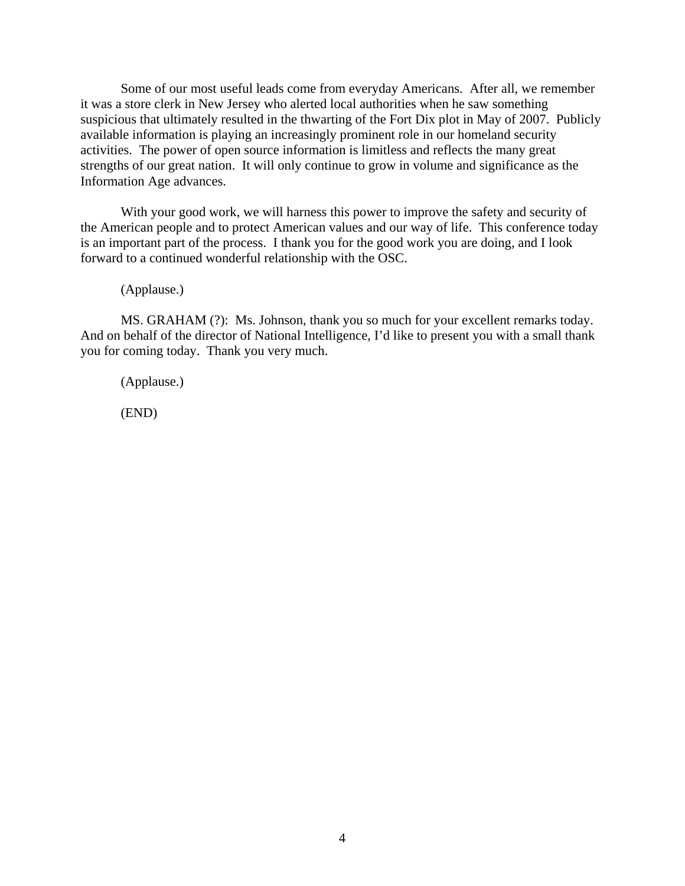Some of our most useful leads come from everyday Americans. After all, we remember it was a store clerk in New Jersey who alerted local authorities when he saw something suspicious that ultimately resulted in the thwarting of the Fort Dix plot in May of 2007. Publicly available information is playing an increasingly prominent role in our homeland security activities. The power of open source information is limitless and reflects the many great strengths of our great nation. It will only continue to grow in volume and significance as the Information Age advances.

With your good work, we will harness this power to improve the safety and security of the American people and to protect American values and our way of life. This conference today is an important part of the process. I thank you for the good work you are doing, and I look forward to a continued wonderful relationship with the OSC.

(Applause.)

MS. GRAHAM (?): Ms. Johnson, thank you so much for your excellent remarks today. And on behalf of the director of National Intelligence, I'd like to present you with a small thank you for coming today. Thank you very much.

(Applause.)

(END)